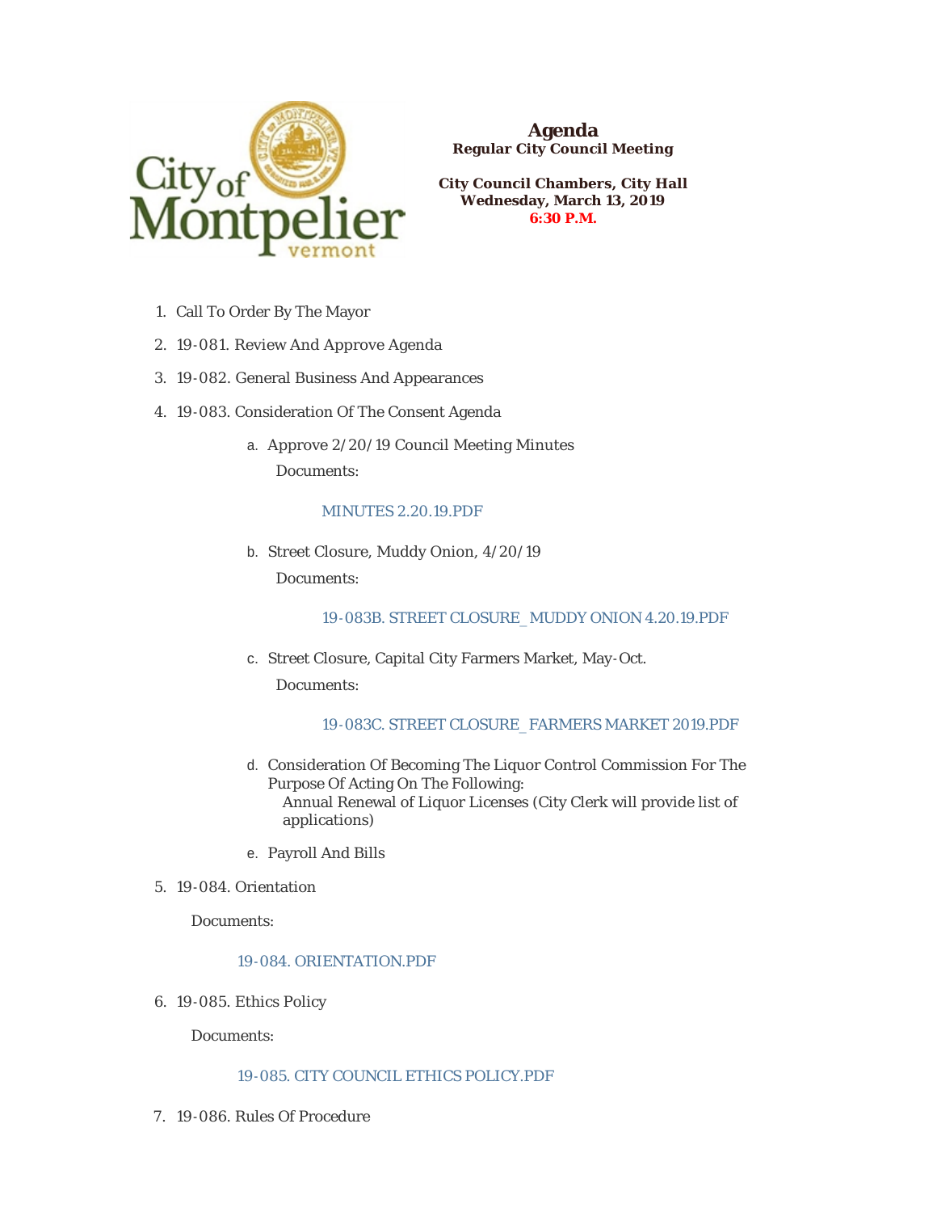# Agenda

**Regular City Council Meeting**

**City Council Chambers, City Hall**
**Wednesday, March 13, 2019**
**6:30 P.M.**

1. Call To Order By The Mayor
2. 19-081. Review And Approve Agenda
3. 19-082. General Business And Appearances
4. 19-083. Consideration Of The Consent Agenda
   a. Approve 2/20/19 Council Meeting Minutes

      Documents:

      MINUTES 2.20.19.PDF

   b. Street Closure, Muddy Onion, 4/20/19

      Documents:

      19-083B. STREET CLOSURE_MUDDY ONION 4.20.19.PDF

   c. Street Closure, Capital City Farmers Market, May-Oct.

      Documents:

      19-083C. STREET CLOSURE_FARMERS MARKET 2019.PDF

   d. Consideration Of Becoming The Liquor Control Commission For The Purpose Of Acting On The Following:
      Annual Renewal of Liquor Licenses (City Clerk will provide list of applications)

   e. Payroll And Bills
5. 19-084. Orientation

   Documents:

   19-084. ORIENTATION.PDF
6. 19-085. Ethics Policy

   Documents:

   19-085. CITY COUNCIL ETHICS POLICY.PDF
7. 19-086. Rules Of Procedure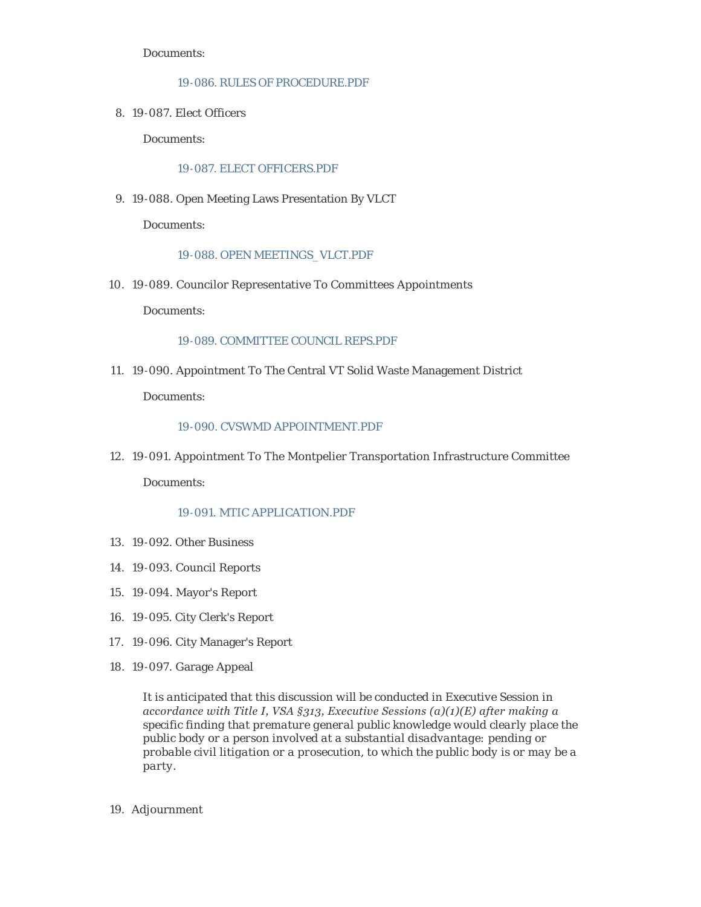Documents:

19-086. RULES OF PROCEDURE.PDF

8. 19-087. Elect Officers

   Documents:

   19-087. ELECT OFFICERS.PDF

9. 19-088. Open Meeting Laws Presentation By VLCT

   Documents:

   19-088. OPEN MEETINGS_VLCT.PDF

10. 19-089. Councilor Representative To Committees Appointments

    Documents:

    19-089. COMMITTEE COUNCIL REPS.PDF

11. 19-090. Appointment To The Central VT Solid Waste Management District

    Documents:

    19-090. CVSWMD APPOINTMENT.PDF

12. 19-091. Appointment To The Montpelier Transportation Infrastructure Committee

    Documents:

    19-091. MTIC APPLICATION.PDF

13. 19-092. Other Business
14. 19-093. Council Reports
15. 19-094. Mayor's Report
16. 19-095. City Clerk's Report
17. 19-096. City Manager's Report
18. 19-097. Garage Appeal

    *It is anticipated that this discussion will be conducted in Executive Session in accordance with Title I, VSA §313, Executive Sessions (a)(1)(E) after making a specific finding that premature general public knowledge would clearly place the public body or a person involved at a substantial disadvantage: pending or probable civil litigation or a prosecution, to which the public body is or may be a party.*

19. Adjournment